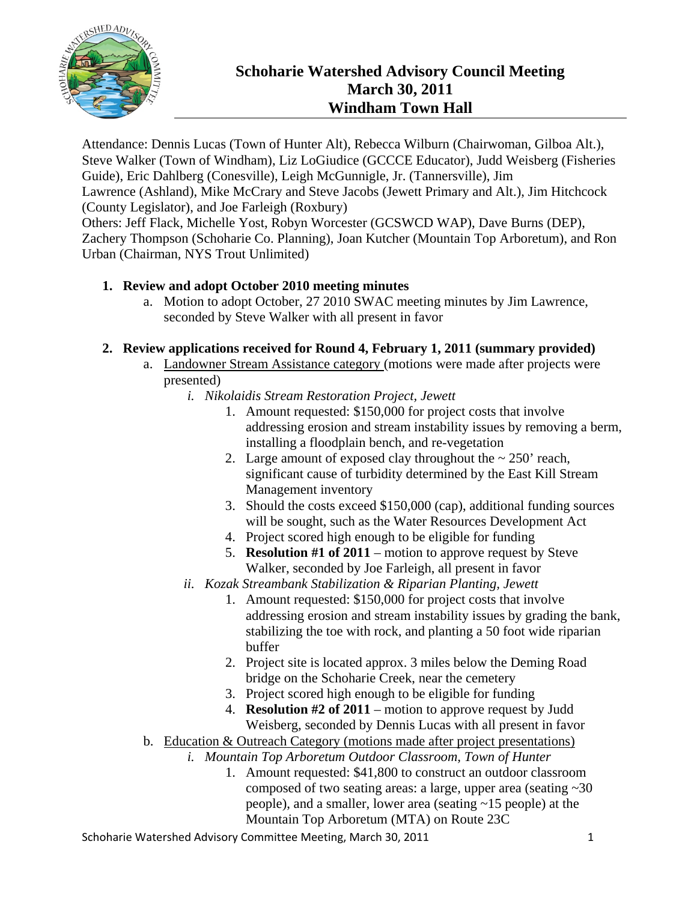# Schoharie Watershed Advisory Council Meeting
# March 30, 2011
# Windham Town Hall

Attendance: Dennis Lucas (Town of Hunter Alt), Rebecca Wilburn (Chairwoman, Gilboa Alt.), Steve Walker (Town of Windham), Liz LoGiudice (GCCCE Educator), Judd Weisberg (Fisheries Guide), Eric Dahlberg (Conesville), Leigh McGunnigle, Jr. (Tannersville), Jim Lawrence (Ashland), Mike McCrary and Steve Jacobs (Jewett Primary and Alt.), Jim Hitchcock (County Legislator), and Joe Farleigh (Roxbury)

Others: Jeff Flack, Michelle Yost, Robyn Worcester (GCSWCD WAP), Dave Burns (DEP), Zachery Thompson (Schoharie Co. Planning), Joan Kutcher (Mountain Top Arboretum), and Ron Urban (Chairman, NYS Trout Unlimited)

1. **Review and adopt October 2010 meeting minutes**
   a. Motion to adopt October, 27 2010 SWAC meeting minutes by Jim Lawrence, seconded by Steve Walker with all present in favor

2. **Review applications received for Round 4, February 1, 2011 (summary provided)**
   a. <u>Landowner Stream Assistance category</u> (motions were made after projects were presented)
      i. *Nikolaidis Stream Restoration Project, Jewett*
         1. Amount requested: $150,000 for project costs that involve addressing erosion and stream instability issues by removing a berm, installing a floodplain bench, and re-vegetation
         2. Large amount of exposed clay throughout the ~ 250' reach, significant cause of turbidity determined by the East Kill Stream Management inventory
         3. Should the costs exceed $150,000 (cap), additional funding sources will be sought, such as the Water Resources Development Act
         4. Project scored high enough to be eligible for funding
         5. **Resolution #1 of 2011** – motion to approve request by Steve Walker, seconded by Joe Farleigh, all present in favor
      ii. *Kozak Streambank Stabilization & Riparian Planting, Jewett*
         1. Amount requested: $150,000 for project costs that involve addressing erosion and stream instability issues by grading the bank, stabilizing the toe with rock, and planting a 50 foot wide riparian buffer
         2. Project site is located approx. 3 miles below the Deming Road bridge on the Schoharie Creek, near the cemetery
         3. Project scored high enough to be eligible for funding
         4. **Resolution #2 of 2011** – motion to approve request by Judd Weisberg, seconded by Dennis Lucas with all present in favor
   b. <u>Education & Outreach Category (motions made after project presentations)</u>
      i. *Mountain Top Arboretum Outdoor Classroom, Town of Hunter*
         1. Amount requested: $41,800 to construct an outdoor classroom composed of two seating areas: a large, upper area (seating ~30 people), and a smaller, lower area (seating ~15 people) at the Mountain Top Arboretum (MTA) on Route 23C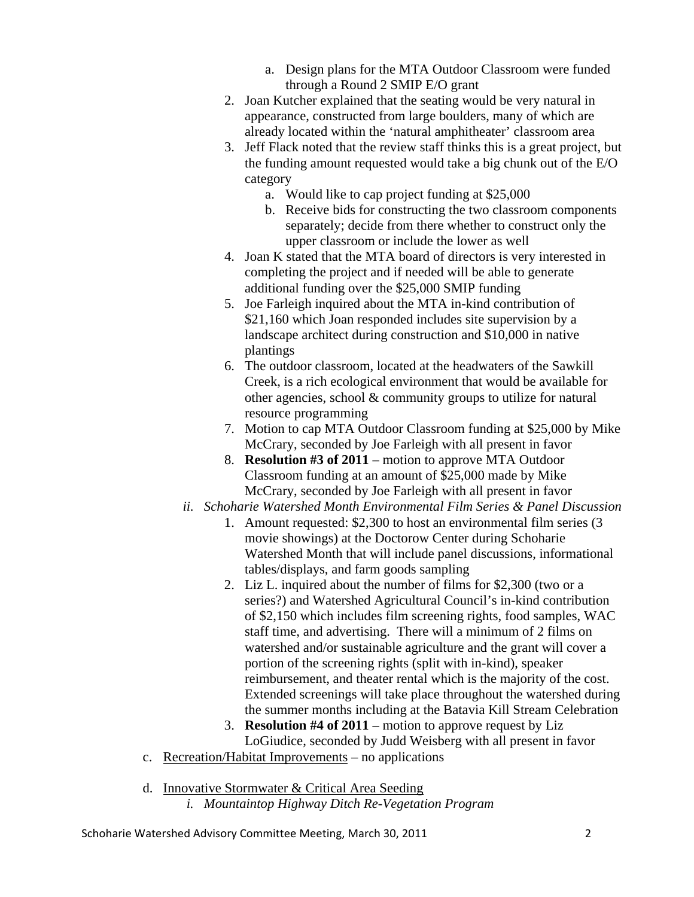a. Design plans for the MTA Outdoor Classroom were funded through a Round 2 SMIP E/O grant
    2. Joan Kutcher explained that the seating would be very natural in appearance, constructed from large boulders, many of which are already located within the 'natural amphitheater' classroom area
    3. Jeff Flack noted that the review staff thinks this is a great project, but the funding amount requested would take a big chunk out of the E/O category
        a. Would like to cap project funding at $25,000
        b. Receive bids for constructing the two classroom components separately; decide from there whether to construct only the upper classroom or include the lower as well
    4. Joan K stated that the MTA board of directors is very interested in completing the project and if needed will be able to generate additional funding over the $25,000 SMIP funding
    5. Joe Farleigh inquired about the MTA in-kind contribution of $21,160 which Joan responded includes site supervision by a landscape architect during construction and $10,000 in native plantings
    6. The outdoor classroom, located at the headwaters of the Sawkill Creek, is a rich ecological environment that would be available for other agencies, school & community groups to utilize for natural resource programming
    7. Motion to cap MTA Outdoor Classroom funding at $25,000 by Mike McCrary, seconded by Joe Farleigh with all present in favor
    8. **Resolution #3 of 2011** – motion to approve MTA Outdoor Classroom funding at an amount of $25,000 made by Mike McCrary, seconded by Joe Farleigh with all present in favor

  ii. *Schoharie Watershed Month Environmental Film Series & Panel Discussion*
    1. Amount requested: $2,300 to host an environmental film series (3 movie showings) at the Doctorow Center during Schoharie Watershed Month that will include panel discussions, informational tables/displays, and farm goods sampling
    2. Liz L. inquired about the number of films for $2,300 (two or a series?) and Watershed Agricultural Council's in-kind contribution of $2,150 which includes film screening rights, food samples, WAC staff time, and advertising. There will a minimum of 2 films on watershed and/or sustainable agriculture and the grant will cover a portion of the screening rights (split with in-kind), speaker reimbursement, and theater rental which is the majority of the cost. Extended screenings will take place throughout the watershed during the summer months including at the Batavia Kill Stream Celebration
    3. **Resolution #4 of 2011** – motion to approve request by Liz LoGiudice, seconded by Judd Weisberg with all present in favor

c. Recreation/Habitat Improvements – no applications

d. Innovative Stormwater & Critical Area Seeding
  i. *Mountaintop Highway Ditch Re-Vegetation Program*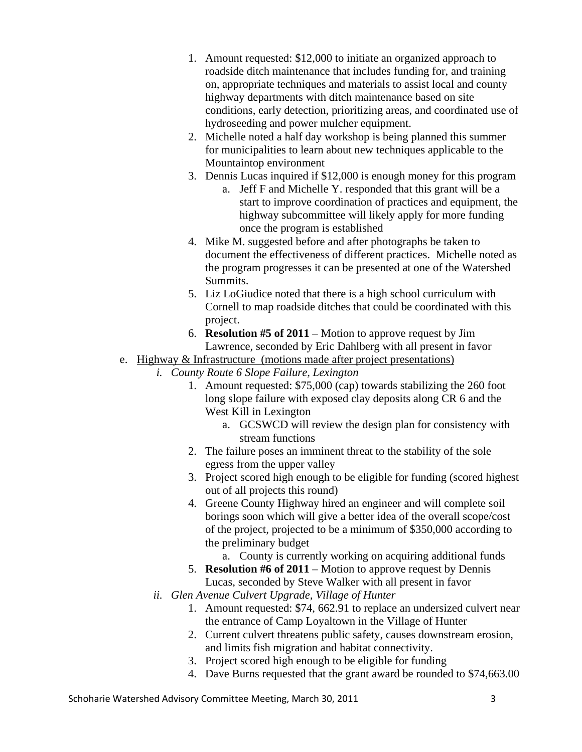1. Amount requested: \$12,000 to initiate an organized approach to roadside ditch maintenance that includes funding for, and training on, appropriate techniques and materials to assist local and county highway departments with ditch maintenance based on site conditions, early detection, prioritizing areas, and coordinated use of hydroseeding and power mulcher equipment.
2. Michelle noted a half day workshop is being planned this summer for municipalities to learn about new techniques applicable to the Mountaintop environment
3. Dennis Lucas inquired if \$12,000 is enough money for this program
    a. Jeff F and Michelle Y. responded that this grant will be a start to improve coordination of practices and equipment, the highway subcommittee will likely apply for more funding once the program is established
4. Mike M. suggested before and after photographs be taken to document the effectiveness of different practices. Michelle noted as the program progresses it can be presented at one of the Watershed Summits.
5. Liz LoGiudice noted that there is a high school curriculum with Cornell to map roadside ditches that could be coordinated with this project.
6. **Resolution #5 of 2011** – Motion to approve request by Jim Lawrence, seconded by Eric Dahlberg with all present in favor

e. <u>Highway & Infrastructure (motions made after project presentations)</u>

*i. County Route 6 Slope Failure, Lexington*

1. Amount requested: \$75,000 (cap) towards stabilizing the 260 foot long slope failure with exposed clay deposits along CR 6 and the West Kill in Lexington
    a. GCSWCD will review the design plan for consistency with stream functions
2. The failure poses an imminent threat to the stability of the sole egress from the upper valley
3. Project scored high enough to be eligible for funding (scored highest out of all projects this round)
4. Greene County Highway hired an engineer and will complete soil borings soon which will give a better idea of the overall scope/cost of the project, projected to be a minimum of \$350,000 according to the preliminary budget
    a. County is currently working on acquiring additional funds
5. **Resolution #6 of 2011** – Motion to approve request by Dennis Lucas, seconded by Steve Walker with all present in favor

*ii. Glen Avenue Culvert Upgrade, Village of Hunter*

1. Amount requested: \$74, 662.91 to replace an undersized culvert near the entrance of Camp Loyaltown in the Village of Hunter
2. Current culvert threatens public safety, causes downstream erosion, and limits fish migration and habitat connectivity.
3. Project scored high enough to be eligible for funding
4. Dave Burns requested that the grant award be rounded to \$74,663.00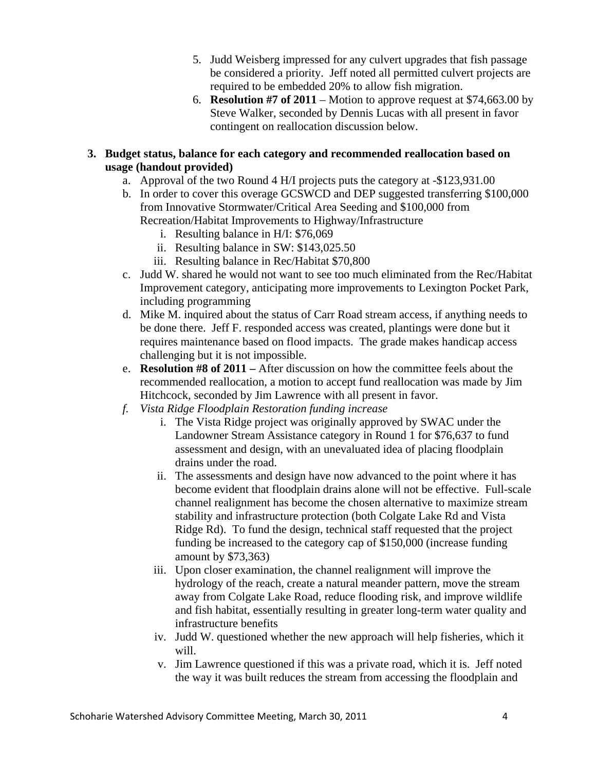5. Judd Weisberg impressed for any culvert upgrades that fish passage be considered a priority. Jeff noted all permitted culvert projects are required to be embedded 20% to allow fish migration.
6. **Resolution #7 of 2011** – Motion to approve request at $74,663.00 by Steve Walker, seconded by Dennis Lucas with all present in favor contingent on reallocation discussion below.

**3. Budget status, balance for each category and recommended reallocation based on usage (handout provided)**

a. Approval of the two Round 4 H/I projects puts the category at -$123,931.00
b. In order to cover this overage GCSWCD and DEP suggested transferring $100,000 from Innovative Stormwater/Critical Area Seeding and $100,000 from Recreation/Habitat Improvements to Highway/Infrastructure
   i. Resulting balance in H/I: $76,069
   ii. Resulting balance in SW: $143,025.50
   iii. Resulting balance in Rec/Habitat $70,800
c. Judd W. shared he would not want to see too much eliminated from the Rec/Habitat Improvement category, anticipating more improvements to Lexington Pocket Park, including programming
d. Mike M. inquired about the status of Carr Road stream access, if anything needs to be done there. Jeff F. responded access was created, plantings were done but it requires maintenance based on flood impacts. The grade makes handicap access challenging but it is not impossible.
e. **Resolution #8 of 2011 –** After discussion on how the committee feels about the recommended reallocation, a motion to accept fund reallocation was made by Jim Hitchcock, seconded by Jim Lawrence with all present in favor.
f. *Vista Ridge Floodplain Restoration funding increase*
   i. The Vista Ridge project was originally approved by SWAC under the Landowner Stream Assistance category in Round 1 for $76,637 to fund assessment and design, with an unevaluated idea of placing floodplain drains under the road.
   ii. The assessments and design have now advanced to the point where it has become evident that floodplain drains alone will not be effective. Full-scale channel realignment has become the chosen alternative to maximize stream stability and infrastructure protection (both Colgate Lake Rd and Vista Ridge Rd). To fund the design, technical staff requested that the project funding be increased to the category cap of $150,000 (increase funding amount by $73,363)
   iii. Upon closer examination, the channel realignment will improve the hydrology of the reach, create a natural meander pattern, move the stream away from Colgate Lake Road, reduce flooding risk, and improve wildlife and fish habitat, essentially resulting in greater long-term water quality and infrastructure benefits
   iv. Judd W. questioned whether the new approach will help fisheries, which it will.
   v. Jim Lawrence questioned if this was a private road, which it is. Jeff noted the way it was built reduces the stream from accessing the floodplain and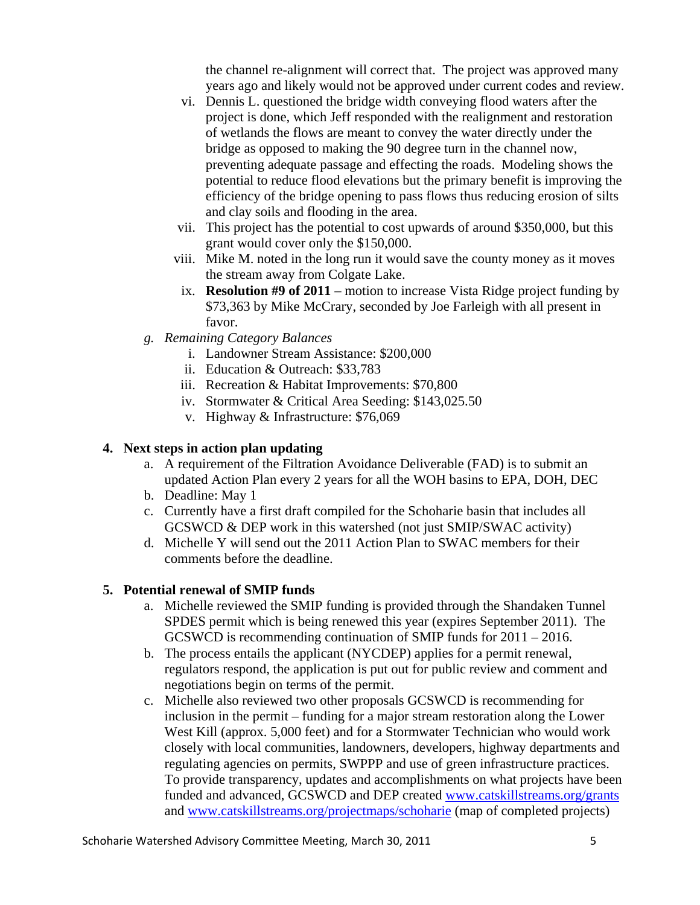the channel re-alignment will correct that. The project was approved many years ago and likely would not be approved under current codes and review.

vi. Dennis L. questioned the bridge width conveying flood waters after the project is done, which Jeff responded with the realignment and restoration of wetlands the flows are meant to convey the water directly under the bridge as opposed to making the 90 degree turn in the channel now, preventing adequate passage and effecting the roads. Modeling shows the potential to reduce flood elevations but the primary benefit is improving the efficiency of the bridge opening to pass flows thus reducing erosion of silts and clay soils and flooding in the area.

vii. This project has the potential to cost upwards of around $350,000, but this grant would cover only the $150,000.

viii. Mike M. noted in the long run it would save the county money as it moves the stream away from Colgate Lake.

ix. **Resolution #9 of 2011** – motion to increase Vista Ridge project funding by $73,363 by Mike McCrary, seconded by Joe Farleigh with all present in favor.

g. *Remaining Category Balances*
   i. Landowner Stream Assistance: $200,000
   ii. Education & Outreach: $33,783
   iii. Recreation & Habitat Improvements: $70,800
   iv. Stormwater & Critical Area Seeding: $143,025.50
   v. Highway & Infrastructure: $76,069

**4. Next steps in action plan updating**

a. A requirement of the Filtration Avoidance Deliverable (FAD) is to submit an updated Action Plan every 2 years for all the WOH basins to EPA, DOH, DEC
b. Deadline: May 1
c. Currently have a first draft compiled for the Schoharie basin that includes all GCSWCD & DEP work in this watershed (not just SMIP/SWAC activity)
d. Michelle Y will send out the 2011 Action Plan to SWAC members for their comments before the deadline.

**5. Potential renewal of SMIP funds**

a. Michelle reviewed the SMIP funding is provided through the Shandaken Tunnel SPDES permit which is being renewed this year (expires September 2011). The GCSWCD is recommending continuation of SMIP funds for 2011 – 2016.
b. The process entails the applicant (NYCDEP) applies for a permit renewal, regulators respond, the application is put out for public review and comment and negotiations begin on terms of the permit.
c. Michelle also reviewed two other proposals GCSWCD is recommending for inclusion in the permit – funding for a major stream restoration along the Lower West Kill (approx. 5,000 feet) and for a Stormwater Technician who would work closely with local communities, landowners, developers, highway departments and regulating agencies on permits, SWPPP and use of green infrastructure practices. To provide transparency, updates and accomplishments on what projects have been funded and advanced, GCSWCD and DEP created www.catskillstreams.org/grants and www.catskillstreams.org/projectmaps/schoharie (map of completed projects)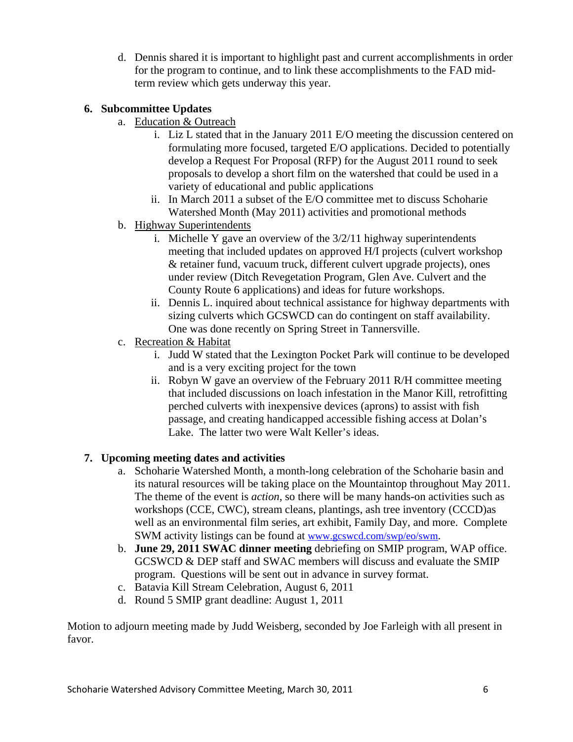d. Dennis shared it is important to highlight past and current accomplishments in order for the program to continue, and to link these accomplishments to the FAD mid-term review which gets underway this year.

**6. Subcommittee Updates**

a. Education & Outreach
   i. Liz L stated that in the January 2011 E/O meeting the discussion centered on formulating more focused, targeted E/O applications. Decided to potentially develop a Request For Proposal (RFP) for the August 2011 round to seek proposals to develop a short film on the watershed that could be used in a variety of educational and public applications
   ii. In March 2011 a subset of the E/O committee met to discuss Schoharie Watershed Month (May 2011) activities and promotional methods

b. Highway Superintendents
   i. Michelle Y gave an overview of the 3/2/11 highway superintendents meeting that included updates on approved H/I projects (culvert workshop & retainer fund, vacuum truck, different culvert upgrade projects), ones under review (Ditch Revegetation Program, Glen Ave. Culvert and the County Route 6 applications) and ideas for future workshops.
   ii. Dennis L. inquired about technical assistance for highway departments with sizing culverts which GCSWCD can do contingent on staff availability. One was done recently on Spring Street in Tannersville.

c. Recreation & Habitat
   i. Judd W stated that the Lexington Pocket Park will continue to be developed and is a very exciting project for the town
   ii. Robyn W gave an overview of the February 2011 R/H committee meeting that included discussions on loach infestation in the Manor Kill, retrofitting perched culverts with inexpensive devices (aprons) to assist with fish passage, and creating handicapped accessible fishing access at Dolan's Lake. The latter two were Walt Keller's ideas.

**7. Upcoming meeting dates and activities**

a. Schoharie Watershed Month, a month-long celebration of the Schoharie basin and its natural resources will be taking place on the Mountaintop throughout May 2011. The theme of the event is *action*, so there will be many hands-on activities such as workshops (CCE, CWC), stream cleans, plantings, ash tree inventory (CCCD)as well as an environmental film series, art exhibit, Family Day, and more. Complete SWM activity listings can be found at www.gcswcd.com/swp/eo/swm.

b. **June 29, 2011 SWAC dinner meeting** debriefing on SMIP program, WAP office. GCSWCD & DEP staff and SWAC members will discuss and evaluate the SMIP program. Questions will be sent out in advance in survey format.

c. Batavia Kill Stream Celebration, August 6, 2011

d. Round 5 SMIP grant deadline: August 1, 2011

Motion to adjourn meeting made by Judd Weisberg, seconded by Joe Farleigh with all present in favor.